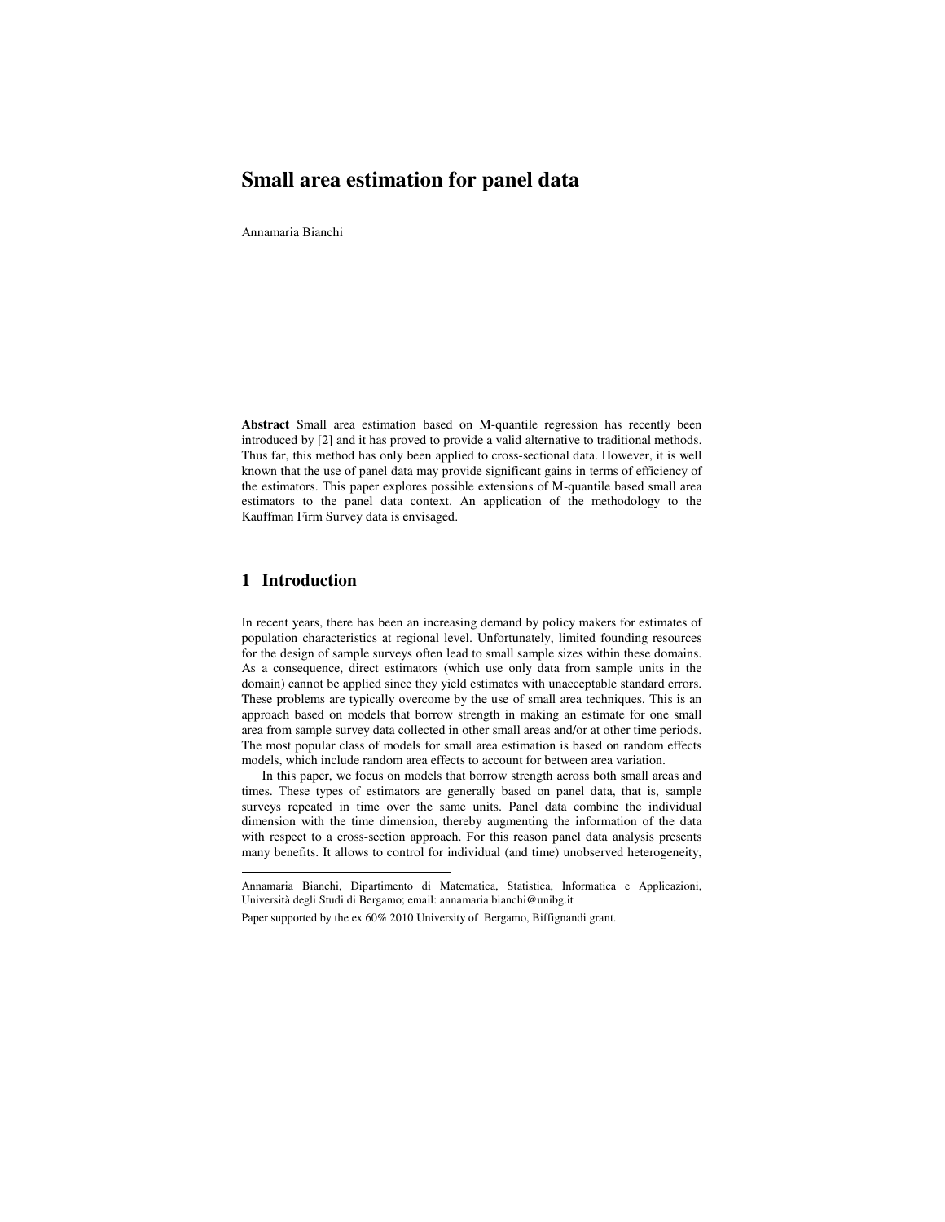# Small area estimation for panel data

Annamaria Bianchi

**Abstract** Small area estimation based on M-quantile regression has recently been introduced by [2] and it has proved to provide a valid alternative to traditional methods. Thus far, this method has only been applied to cross-sectional data. However, it is well known that the use of panel data may provide significant gains in terms of efficiency of the estimators. This paper explores possible extensions of M-quantile based small area estimators to the panel data context. An application of the methodology to the Kauffman Firm Survey data is envisaged.

## 1 Introduction

In recent years, there has been an increasing demand by policy makers for estimates of population characteristics at regional level. Unfortunately, limited founding resources for the design of sample surveys often lead to small sample sizes within these domains. As a consequence, direct estimators (which use only data from sample units in the domain) cannot be applied since they yield estimates with unacceptable standard errors. These problems are typically overcome by the use of small area techniques. This is an approach based on models that borrow strength in making an estimate for one small area from sample survey data collected in other small areas and/or at other time periods. The most popular class of models for small area estimation is based on random effects models, which include random area effects to account for between area variation.

In this paper, we focus on models that borrow strength across both small areas and times. These types of estimators are generally based on panel data, that is, sample surveys repeated in time over the same units. Panel data combine the individual dimension with the time dimension, thereby augmenting the information of the data with respect to a cross-section approach. For this reason panel data analysis presents many benefits. It allows to control for individual (and time) unobserved heterogeneity,

---

Annamaria Bianchi, Dipartimento di Matematica, Statistica, Informatica e Applicazioni, Università degli Studi di Bergamo; email: annamaria.bianchi@unibg.it

Paper supported by the ex 60% 2010 University of Bergamo, Biffignandi grant.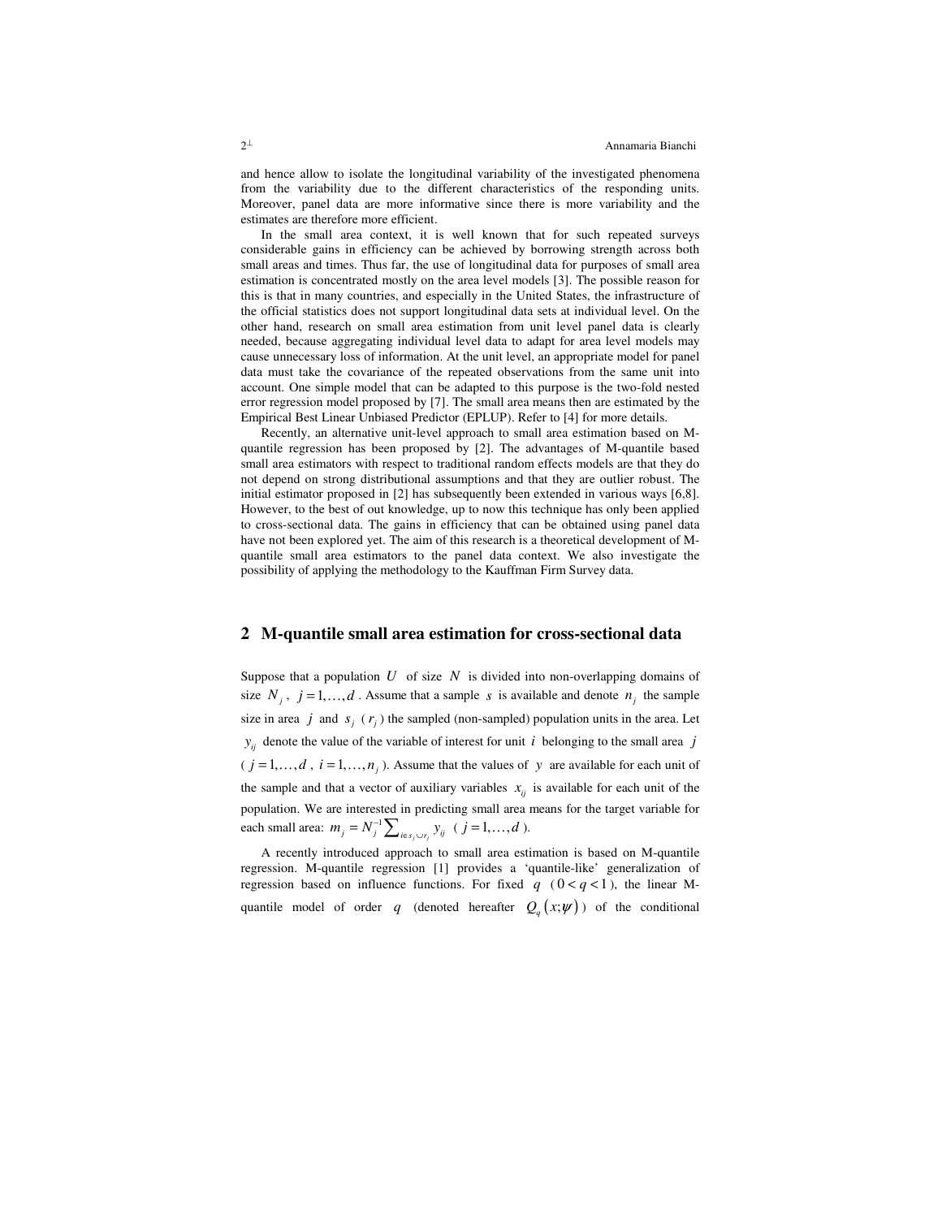and hence allow to isolate the longitudinal variability of the investigated phenomena from the variability due to the different characteristics of the responding units. Moreover, panel data are more informative since there is more variability and the estimates are therefore more efficient.

In the small area context, it is well known that for such repeated surveys considerable gains in efficiency can be achieved by borrowing strength across both small areas and times. Thus far, the use of longitudinal data for purposes of small area estimation is concentrated mostly on the area level models [3]. The possible reason for this is that in many countries, and especially in the United States, the infrastructure of the official statistics does not support longitudinal data sets at individual level. On the other hand, research on small area estimation from unit level panel data is clearly needed, because aggregating individual level data to adapt for area level models may cause unnecessary loss of information. At the unit level, an appropriate model for panel data must take the covariance of the repeated observations from the same unit into account. One simple model that can be adapted to this purpose is the two-fold nested error regression model proposed by [7]. The small area means then are estimated by the Empirical Best Linear Unbiased Predictor (EPLUP). Refer to [4] for more details.

Recently, an alternative unit-level approach to small area estimation based on M-quantile regression has been proposed by [2]. The advantages of M-quantile based small area estimators with respect to traditional random effects models are that they do not depend on strong distributional assumptions and that they are outlier robust. The initial estimator proposed in [2] has subsequently been extended in various ways [6,8]. However, to the best of out knowledge, up to now this technique has only been applied to cross-sectional data. The gains in efficiency that can be obtained using panel data have not been explored yet. The aim of this research is a theoretical development of M-quantile small area estimators to the panel data context. We also investigate the possibility of applying the methodology to the Kauffman Firm Survey data.

## 2 M-quantile small area estimation for cross-sectional data

Suppose that a population $U$ of size $N$ is divided into non-overlapping domains of size $N_j$, $j = 1,\dots,d$. Assume that a sample $s$ is available and denote $n_j$ the sample size in area $j$ and $s_j$ ($r_j$) the sampled (non-sampled) population units in the area. Let $y_{ij}$ denote the value of the variable of interest for unit $i$ belonging to the small area $j$ ($j = 1,\dots,d$, $i = 1,\dots,n_j$). Assume that the values of $y$ are available for each unit of the sample and that a vector of auxiliary variables $x_{ij}$ is available for each unit of the population. We are interested in predicting small area means for the target variable for each small area: $m_j = N_j^{-1}\sum_{i \in s_j \cup r_j} y_{ij}$ ($j = 1,\dots,d$).

A recently introduced approach to small area estimation is based on M-quantile regression. M-quantile regression [1] provides a 'quantile-like' generalization of regression based on influence functions. For fixed $q$ ($0 < q < 1$), the linear M-quantile model of order $q$ (denoted hereafter $Q_q(x;\psi)$) of the conditional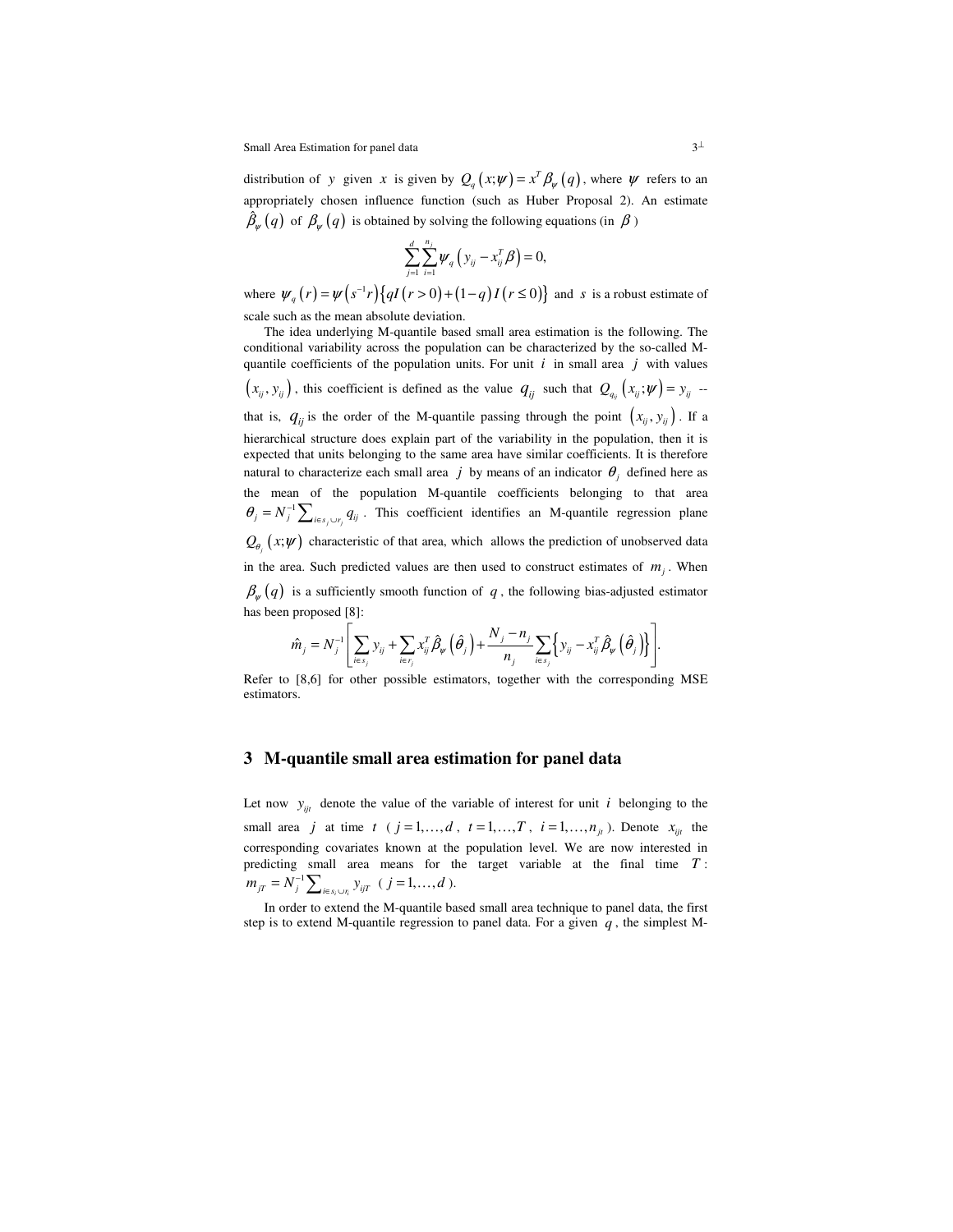distribution of $y$ given $x$ is given by $Q_q(x;\psi) = x^T \beta_\psi(q)$, where $\psi$ refers to an appropriately chosen influence function (such as Huber Proposal 2). An estimate $\hat{\beta}_\psi(q)$ of $\beta_\psi(q)$ is obtained by solving the following equations (in $\beta$)

$$\sum_{j=1}^{d} \sum_{i=1}^{n_j} \psi_q\left(y_{ij} - x_{ij}^T \beta\right) = 0,$$

where $\psi_q(r) = \psi(s^{-1}r)\{qI(r>0) + (1-q)I(r \le 0)\}$ and $s$ is a robust estimate of scale such as the mean absolute deviation.

The idea underlying M-quantile based small area estimation is the following. The conditional variability across the population can be characterized by the so-called M-quantile coefficients of the population units. For unit $i$ in small area $j$ with values $(x_{ij}, y_{ij})$, this coefficient is defined as the value $q_{ij}$ such that $Q_{q_{ij}}(x_{ij};\psi) = y_{ij}$ -- that is, $q_{ij}$ is the order of the M-quantile passing through the point $(x_{ij}, y_{ij})$. If a hierarchical structure does explain part of the variability in the population, then it is expected that units belonging to the same area have similar coefficients. It is therefore natural to characterize each small area $j$ by means of an indicator $\theta_j$ defined here as the mean of the population M-quantile coefficients belonging to that area $\theta_j = N_j^{-1} \sum_{i \in s_j \cup r_j} q_{ij}$. This coefficient identifies an M-quantile regression plane $Q_{\theta_j}(x;\psi)$ characteristic of that area, which allows the prediction of unobserved data in the area. Such predicted values are then used to construct estimates of $m_j$. When $\beta_\psi(q)$ is a sufficiently smooth function of $q$, the following bias-adjusted estimator has been proposed [8]:

$$\hat{m}_j = N_j^{-1}\left[\sum_{i \in s_j} y_{ij} + \sum_{i \in r_j} x_{ij}^T \hat{\beta}_\psi(\hat{\theta}_j) + \frac{N_j - n_j}{n_j} \sum_{i \in s_j} \left\{ y_{ij} - x_{ij}^T \hat{\beta}_\psi(\hat{\theta}_j) \right\}\right].$$

Refer to [8,6] for other possible estimators, together with the corresponding MSE estimators.

## 3 M-quantile small area estimation for panel data

Let now $y_{ijt}$ denote the value of the variable of interest for unit $i$ belonging to the small area $j$ at time $t$ ($j = 1,\ldots,d$, $t = 1,\ldots,T$, $i = 1,\ldots,n_{jt}$). Denote $x_{ijt}$ the corresponding covariates known at the population level. We are now interested in predicting small area means for the target variable at the final time $T$: $m_{jT} = N_j^{-1} \sum_{i \in s_j \cup r_j} y_{ijT}$ ($j = 1,\ldots,d$).

In order to extend the M-quantile based small area technique to panel data, the first step is to extend M-quantile regression to panel data. For a given $q$, the simplest M-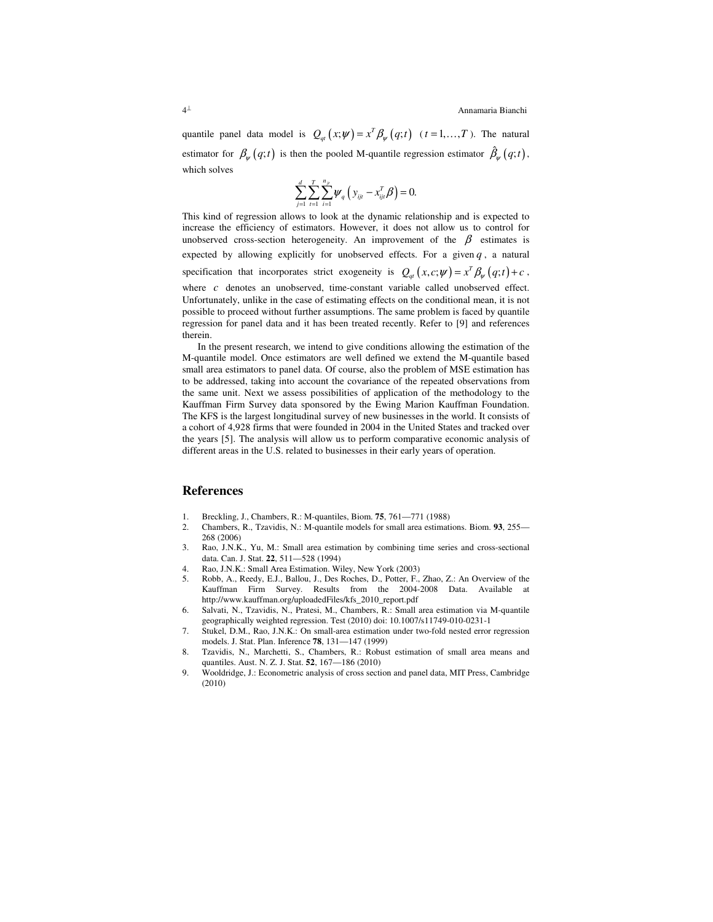quantile panel data model is $Q_{qt}\left(x;\psi\right)=x^{T}\beta_{\psi}\left(q;t\right)$ ($t=1,\ldots,T$). The natural estimator for $\beta_{\psi}\left(q;t\right)$ is then the pooled M-quantile regression estimator $\hat{\beta}_{\psi}\left(q;t\right)$, which solves

$$\sum_{j=1}^{d}\sum_{t=1}^{T}\sum_{i=1}^{n_{jt}}\psi_{q}\left(y_{ijt}-x_{ijt}^{T}\beta\right)=0.$$

This kind of regression allows to look at the dynamic relationship and is expected to increase the efficiency of estimators. However, it does not allow us to control for unobserved cross-section heterogeneity. An improvement of the $\beta$ estimates is expected by allowing explicitly for unobserved effects. For a given $q$, a natural specification that incorporates strict exogeneity is $Q_{qt}\left(x,c;\psi\right)=x^{T}\beta_{\psi}\left(q;t\right)+c$, where $c$ denotes an unobserved, time-constant variable called unobserved effect. Unfortunately, unlike in the case of estimating effects on the conditional mean, it is not possible to proceed without further assumptions. The same problem is faced by quantile regression for panel data and it has been treated recently. Refer to [9] and references therein.

In the present research, we intend to give conditions allowing the estimation of the M-quantile model. Once estimators are well defined we extend the M-quantile based small area estimators to panel data. Of course, also the problem of MSE estimation has to be addressed, taking into account the covariance of the repeated observations from the same unit. Next we assess possibilities of application of the methodology to the Kauffman Firm Survey data sponsored by the Ewing Marion Kauffman Foundation. The KFS is the largest longitudinal survey of new businesses in the world. It consists of a cohort of 4,928 firms that were founded in 2004 in the United States and tracked over the years [5]. The analysis will allow us to perform comparative economic analysis of different areas in the U.S. related to businesses in their early years of operation.

## References

1. Breckling, J., Chambers, R.: M-quantiles, Biom. **75**, 761—771 (1988)
2. Chambers, R., Tzavidis, N.: M-quantile models for small area estimations. Biom. **93**, 255—268 (2006)
3. Rao, J.N.K., Yu, M.: Small area estimation by combining time series and cross-sectional data. Can. J. Stat. **22**, 511—528 (1994)
4. Rao, J.N.K.: Small Area Estimation. Wiley, New York (2003)
5. Robb, A., Reedy, E.J., Ballou, J., Des Roches, D., Potter, F., Zhao, Z.: An Overview of the Kauffman Firm Survey. Results from the 2004-2008 Data. Available at http://www.kauffman.org/uploadedFiles/kfs_2010_report.pdf
6. Salvati, N., Tzavidis, N., Pratesi, M., Chambers, R.: Small area estimation via M-quantile geographically weighted regression. Test (2010) doi: 10.1007/s11749-010-0231-1
7. Stukel, D.M., Rao, J.N.K.: On small-area estimation under two-fold nested error regression models. J. Stat. Plan. Inference **78**, 131—147 (1999)
8. Tzavidis, N., Marchetti, S., Chambers, R.: Robust estimation of small area means and quantiles. Aust. N. Z. J. Stat. **52**, 167—186 (2010)
9. Wooldridge, J.: Econometric analysis of cross section and panel data, MIT Press, Cambridge (2010)